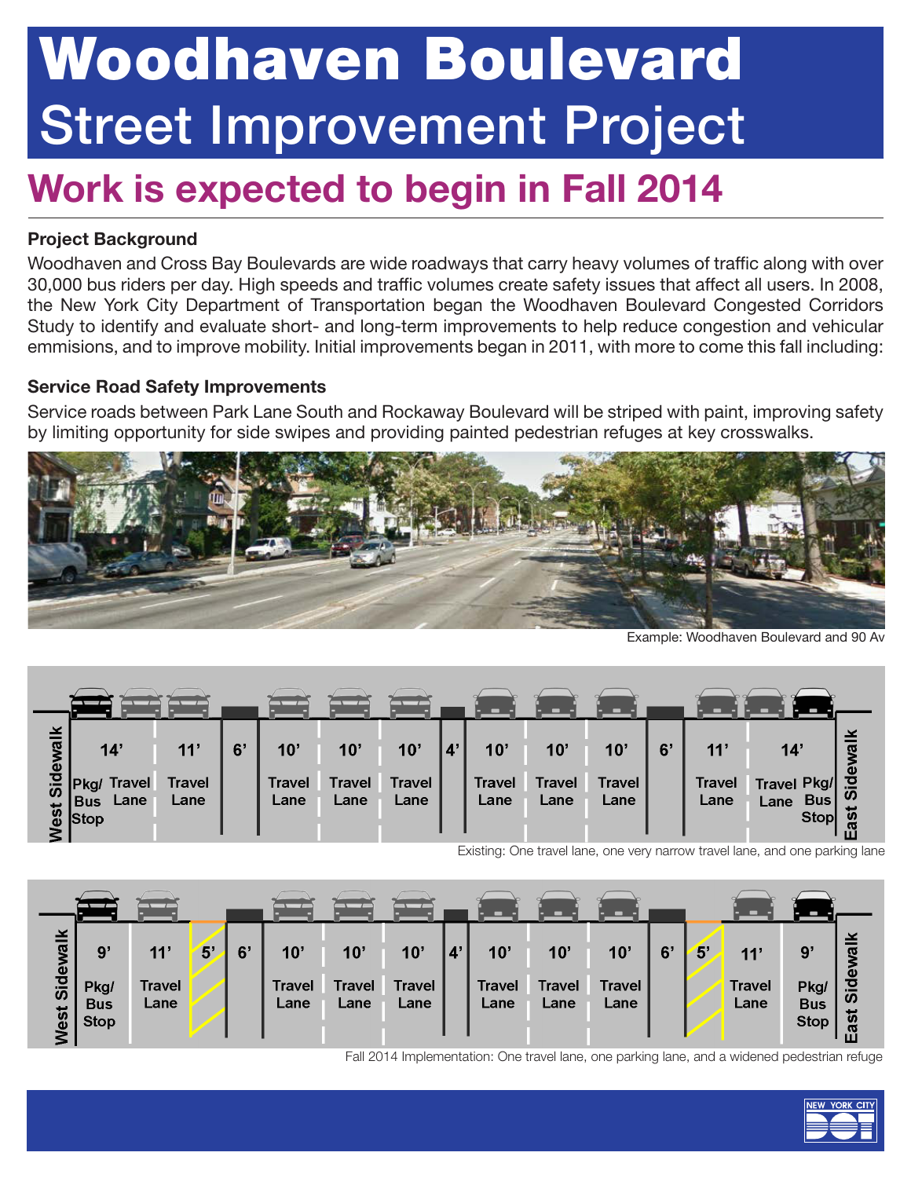# Woodhaven Boulevard

## Street Improvement Project

## Work is expected to begin in Fall 2014

### Project Background

Woodhaven and Cross Bay Boulevards are wide roadways that carry heavy volumes of traffic along with over 30,000 bus riders per day. High speeds and traffic volumes create safety issues that affect all users. In 2008, the New York City Department of Transportation began the Woodhaven Boulevard Congested Corridors Study to identify and evaluate short- and long-term improvements to help reduce congestion and vehicular emmisions, and to improve mobility. Initial improvements began in 2011, with more to come this fall including:

### Service Road Safety Improvements

Service roads between Park Lane South and Rockaway Boulevard will be striped with paint, improving safety by limiting opportunity for side swipes and providing painted pedestrian refuges at key crosswalks.

Example: Woodhaven Boulevard and 90 Av

| West Sidewalk | 14' | 11' | 6' | 10' | 10' | 10' | 4' | 10' | 10' | 10' | 6' | 11' | 14' | East Sidewalk |
|---|---|---|---|---|---|---|---|---|---|---|---|---|---|---|
| | Pkg/ Bus Stop Travel Lane | Travel Lane | | Travel Lane | Travel Lane | Travel Lane | | Travel Lane | Travel Lane | Travel Lane | | Travel Lane | Travel Lane Pkg/ Bus Stop | |

Existing: One travel lane, one very narrow travel lane, and one parking lane

| West Sidewalk | 9' | 11' | 5' | 6' | 10' | 10' | 10' | 4' | 10' | 10' | 10' | 6' | 5' | 11' | 9' | East Sidewalk |
|---|---|---|---|---|---|---|---|---|---|---|---|---|---|---|---|---|
| | Pkg/ Bus Stop | Travel Lane | | | Travel Lane | Travel Lane | Travel Lane | | Travel Lane | Travel Lane | Travel Lane | | | Travel Lane | Pkg/ Bus Stop | |

Fall 2014 Implementation: One travel lane, one parking lane, and a widened pedestrian refuge

NEW YORK CITY DOT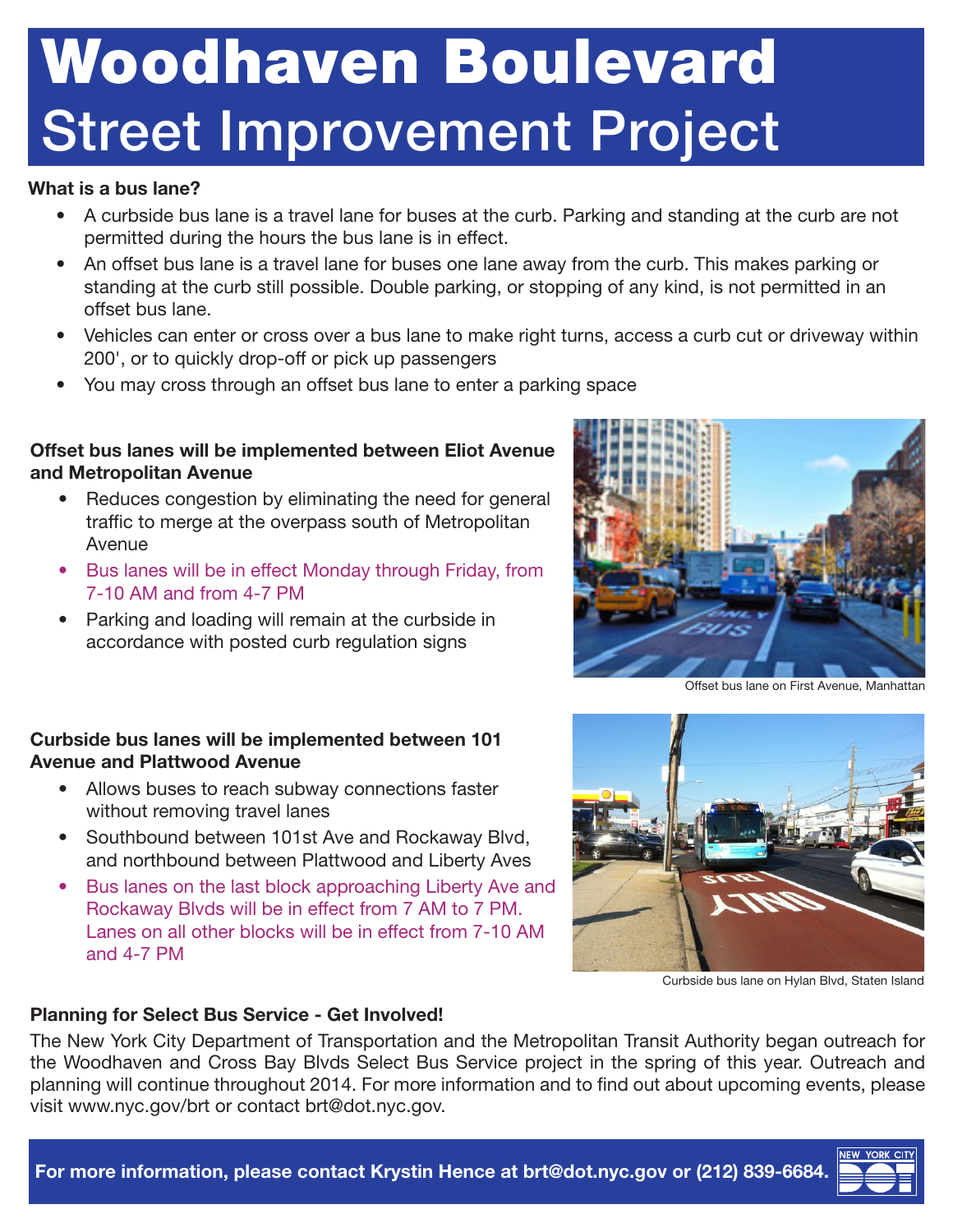# Woodhaven Boulevard
## Street Improvement Project

**What is a bus lane?**

- A curbside bus lane is a travel lane for buses at the curb. Parking and standing at the curb are not permitted during the hours the bus lane is in effect.
- An offset bus lane is a travel lane for buses one lane away from the curb. This makes parking or standing at the curb still possible. Double parking, or stopping of any kind, is not permitted in an offset bus lane.
- Vehicles can enter or cross over a bus lane to make right turns, access a curb cut or driveway within 200', or to quickly drop-off or pick up passengers
- You may cross through an offset bus lane to enter a parking space

**Offset bus lanes will be implemented between Eliot Avenue and Metropolitan Avenue**

- Reduces congestion by eliminating the need for general traffic to merge at the overpass south of Metropolitan Avenue
- Bus lanes will be in effect Monday through Friday, from 7-10 AM and from 4-7 PM
- Parking and loading will remain at the curbside in accordance with posted curb regulation signs

Offset bus lane on First Avenue, Manhattan

**Curbside bus lanes will be implemented between 101 Avenue and Plattwood Avenue**

- Allows buses to reach subway connections faster without removing travel lanes
- Southbound between 101st Ave and Rockaway Blvd, and northbound between Plattwood and Liberty Aves
- Bus lanes on the last block approaching Liberty Ave and Rockaway Blvds will be in effect from 7 AM to 7 PM. Lanes on all other blocks will be in effect from 7-10 AM and 4-7 PM

Curbside bus lane on Hylan Blvd, Staten Island

**Planning for Select Bus Service - Get Involved!**

The New York City Department of Transportation and the Metropolitan Transit Authority began outreach for the Woodhaven and Cross Bay Blvds Select Bus Service project in the spring of this year. Outreach and planning will continue throughout 2014. For more information and to find out about upcoming events, please visit www.nyc.gov/brt or contact brt@dot.nyc.gov.

**For more information, please contact Krystin Hence at brt@dot.nyc.gov or (212) 839-6684.**

NEW YORK CITY DOT